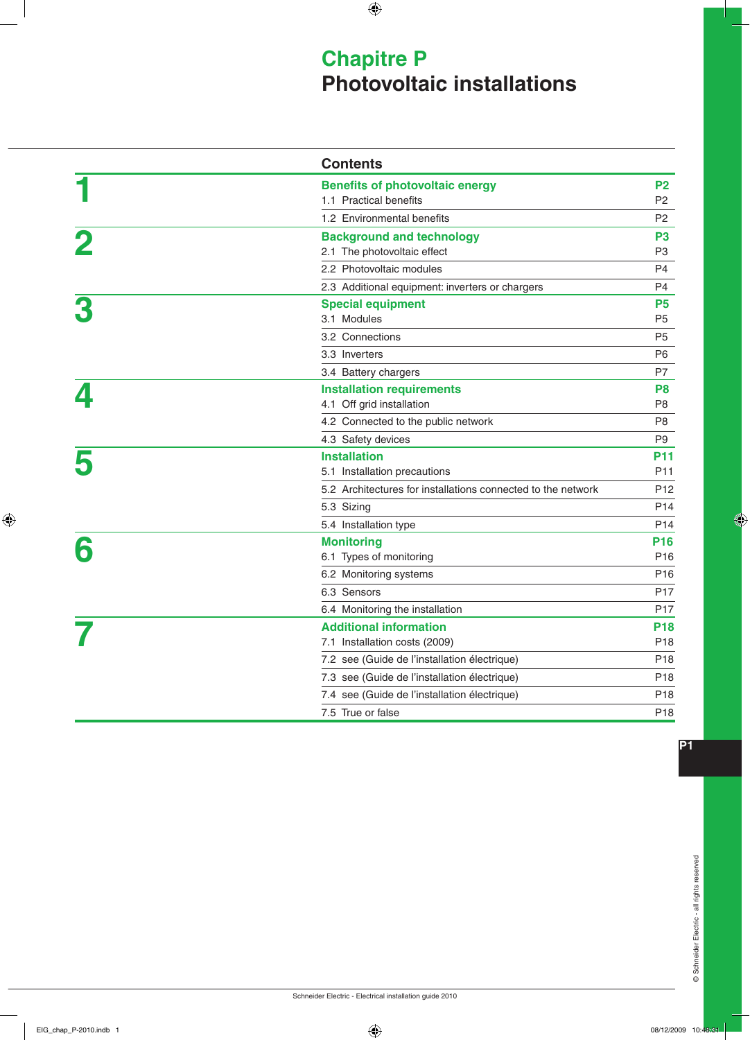# Chapitre P
# Photovoltaic installations

## Contents

| | | |
|---|---|---|
| **1** | **Benefits of photovoltaic energy** | **P2** |
| | 1.1 Practical benefits | P2 |
| | 1.2 Environmental benefits | P2 |
| **2** | **Background and technology** | **P3** |
| | 2.1 The photovoltaic effect | P3 |
| | 2.2 Photovoltaic modules | P4 |
| | 2.3 Additional equipment: inverters or chargers | P4 |
| **3** | **Special equipment** | **P5** |
| | 3.1 Modules | P5 |
| | 3.2 Connections | P5 |
| | 3.3 Inverters | P6 |
| | 3.4 Battery chargers | P7 |
| **4** | **Installation requirements** | **P8** |
| | 4.1 Off grid installation | P8 |
| | 4.2 Connected to the public network | P8 |
| | 4.3 Safety devices | P9 |
| **5** | **Installation** | **P11** |
| | 5.1 Installation precautions | P11 |
| | 5.2 Architectures for installations connected to the network | P12 |
| | 5.3 Sizing | P14 |
| | 5.4 Installation type | P14 |
| **6** | **Monitoring** | **P16** |
| | 6.1 Types of monitoring | P16 |
| | 6.2 Monitoring systems | P16 |
| | 6.3 Sensors | P17 |
| | 6.4 Monitoring the installation | P17 |
| **7** | **Additional information** | **P18** |
| | 7.1 Installation costs (2009) | P18 |
| | 7.2 see (Guide de l'installation électrique) | P18 |
| | 7.3 see (Guide de l'installation électrique) | P18 |
| | 7.4 see (Guide de l'installation électrique) | P18 |
| | 7.5 True or false | P18 |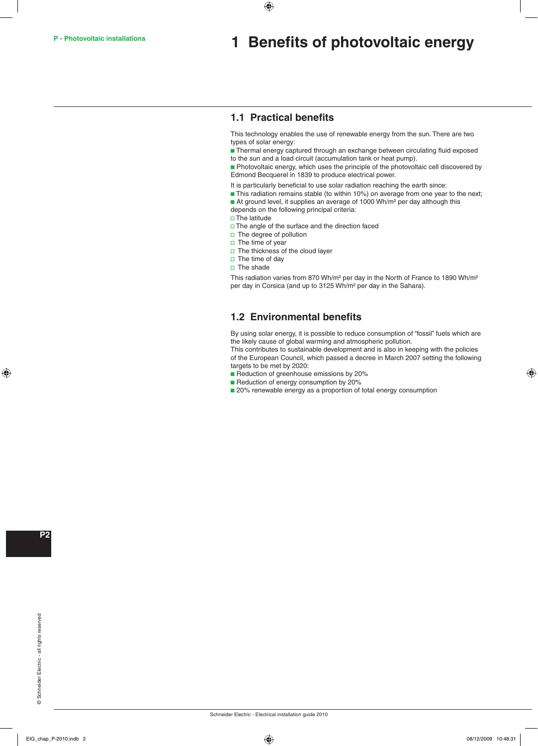# 1 Benefits of photovoltaic energy

## 1.1 Practical benefits

This technology enables the use of renewable energy from the sun. There are two types of solar energy:

- Thermal energy captured through an exchange between circulating fluid exposed to the sun and a load circuit (accumulation tank or heat pump).
- Photovoltaic energy, which uses the principle of the photovoltaic cell discovered by Edmond Becquerel in 1839 to produce electrical power.

It is particularly beneficial to use solar radiation reaching the earth since:

- This radiation remains stable (to within 10%) on average from one year to the next;
- At ground level, it supplies an average of 1000 Wh/m² per day although this depends on the following principal criteria:
  - The latitude
  - The angle of the surface and the direction faced
  - The degree of pollution
  - The time of year
  - The thickness of the cloud layer
  - The time of day
  - The shade

This radiation varies from 870 Wh/m² per day in the North of France to 1890 Wh/m² per day in Corsica (and up to 3125 Wh/m² per day in the Sahara).

## 1.2 Environmental benefits

By using solar energy, it is possible to reduce consumption of "fossil" fuels which are the likely cause of global warming and atmospheric pollution.
This contributes to sustainable development and is also in keeping with the policies of the European Council, which passed a decree in March 2007 setting the following targets to be met by 2020:

- Reduction of greenhouse emissions by 20%
- Reduction of energy consumption by 20%
- 20% renewable energy as a proportion of total energy consumption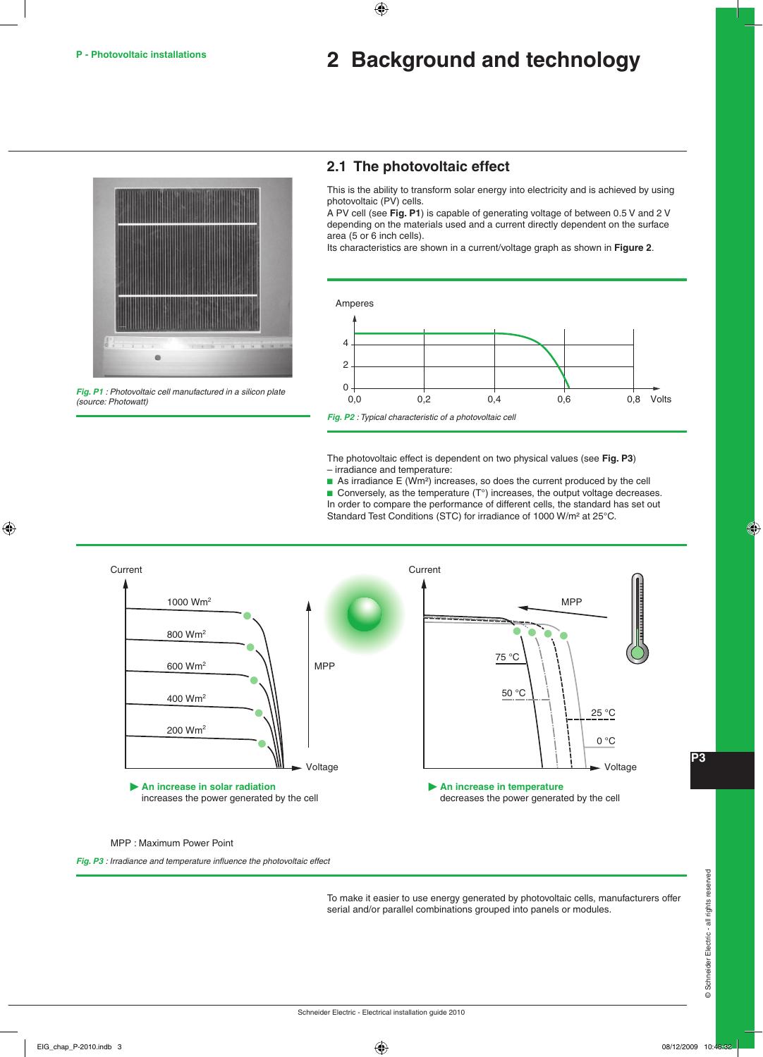# 2 Background and technology

## 2.1 The photovoltaic effect

This is the ability to transform solar energy into electricity and is achieved by using photovoltaic (PV) cells.
A PV cell (see **Fig. P1**) is capable of generating voltage of between 0.5 V and 2 V depending on the materials used and a current directly dependent on the surface area (5 or 6 inch cells).
Its characteristics are shown in a current/voltage graph as shown in **Figure 2**.

*Fig. P1 : Photovoltaic cell manufactured in a silicon plate (source: Photowatt)*

*Fig. P2 : Typical characteristic of a photovoltaic cell*

The photovoltaic effect is dependent on two physical values (see **Fig. P3**) – irradiance and temperature:
- As irradiance E (Wm²) increases, so does the current produced by the cell
- Conversely, as the temperature (T°) increases, the output voltage decreases.

In order to compare the performance of different cells, the standard has set out Standard Test Conditions (STC) for irradiance of 1000 W/m² at 25°C.

▶ **An increase in solar radiation** increases the power generated by the cell

▶ **An increase in temperature** decreases the power generated by the cell

MPP : Maximum Power Point

*Fig. P3 : Irradiance and temperature influence the photovoltaic effect*

To make it easier to use energy generated by photovoltaic cells, manufacturers offer serial and/or parallel combinations grouped into panels or modules.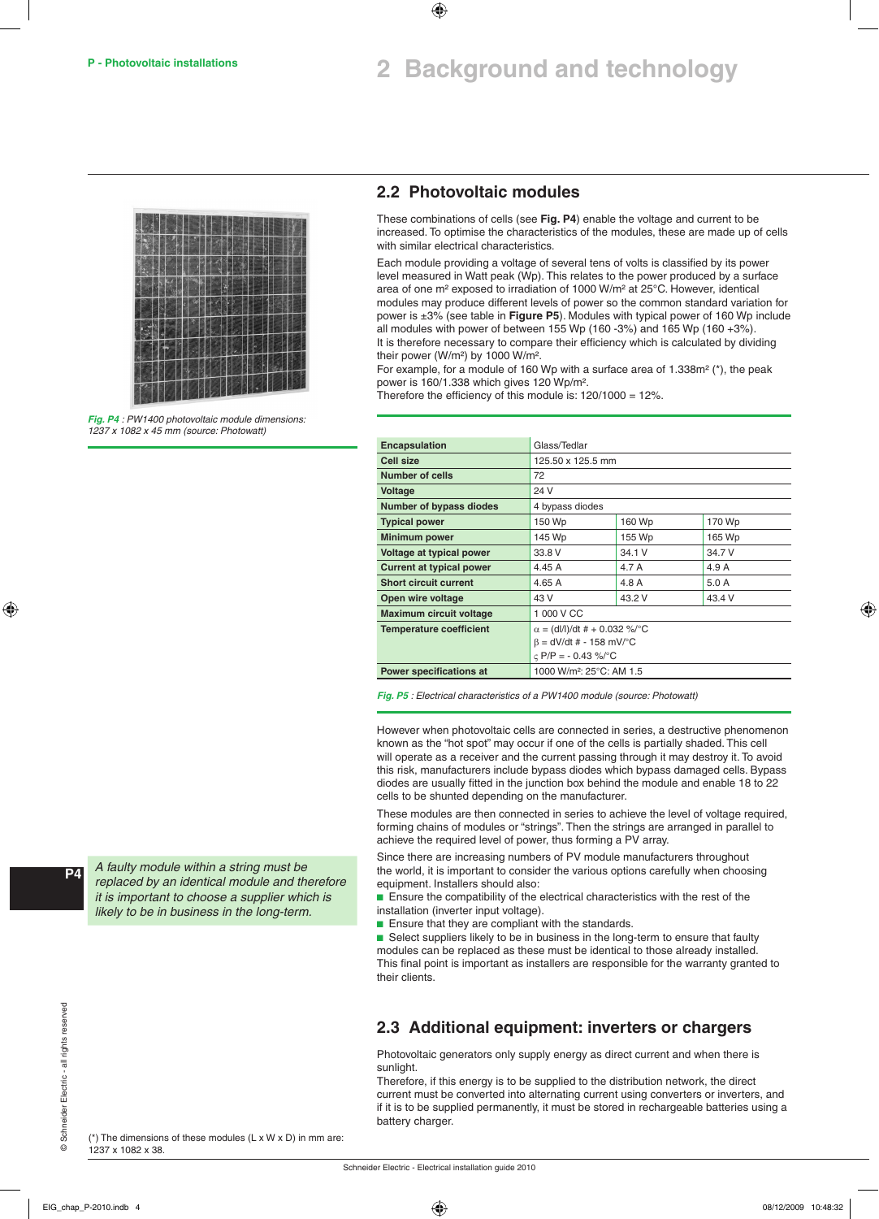## 2.2 Photovoltaic modules

These combinations of cells (see **Fig. P4**) enable the voltage and current to be increased. To optimise the characteristics of the modules, these are made up of cells with similar electrical characteristics.

Each module providing a voltage of several tens of volts is classified by its power level measured in Watt peak (Wp). This relates to the power produced by a surface area of one m² exposed to irradiation of 1000 W/m² at 25°C. However, identical modules may produce different levels of power so the common standard variation for power is ±3% (see table in **Figure P5**). Modules with typical power of 160 Wp include all modules with power of between 155 Wp (160 -3%) and 165 Wp (160 +3%).

It is therefore necessary to compare their efficiency which is calculated by dividing their power (W/m²) by 1000 W/m².

For example, for a module of 160 Wp with a surface area of 1.338m² (*), the peak power is 160/1.338 which gives 120 Wp/m².

Therefore the efficiency of this module is: 120/1000 = 12%.

*Fig. P4 : PW1400 photovoltaic module dimensions: 1237 x 1082 x 45 mm (source: Photowatt)*

| | | | |
|---|---|---|---|
| **Encapsulation** | Glass/Tedlar | | |
| **Cell size** | 125.50 x 125.5 mm | | |
| **Number of cells** | 72 | | |
| **Voltage** | 24 V | | |
| **Number of bypass diodes** | 4 bypass diodes | | |
| **Typical power** | 150 Wp | 160 Wp | 170 Wp |
| **Minimum power** | 145 Wp | 155 Wp | 165 Wp |
| **Voltage at typical power** | 33.8 V | 34.1 V | 34.7 V |
| **Current at typical power** | 4.45 A | 4.7 A | 4.9 A |
| **Short circuit current** | 4.65 A | 4.8 A | 5.0 A |
| **Open wire voltage** | 43 V | 43.2 V | 43.4 V |
| **Maximum circuit voltage** | 1 000 V CC | | |
| **Temperature coefficient** | $\alpha$ = (dI/I)/dt # + 0.032 %/°C<br>$\beta$ = dV/dt # - 158 mV/°C<br>$\varsigma$ P/P = - 0.43 %/°C | | |
| **Power specifications at** | 1000 W/m²: 25°C: AM 1.5 | | |

*Fig. P5 : Electrical characteristics of a PW1400 module (source: Photowatt)*

However when photovoltaic cells are connected in series, a destructive phenomenon known as the "hot spot" may occur if one of the cells is partially shaded. This cell will operate as a receiver and the current passing through it may destroy it. To avoid this risk, manufacturers include bypass diodes which bypass damaged cells. Bypass diodes are usually fitted in the junction box behind the module and enable 18 to 22 cells to be shunted depending on the manufacturer.

These modules are then connected in series to achieve the level of voltage required, forming chains of modules or "strings". Then the strings are arranged in parallel to achieve the required level of power, thus forming a PV array.

*A faulty module within a string must be replaced by an identical module and therefore it is important to choose a supplier which is likely to be in business in the long-term.*

Since there are increasing numbers of PV module manufacturers throughout the world, it is important to consider the various options carefully when choosing equipment. Installers should also:

- Ensure the compatibility of the electrical characteristics with the rest of the installation (inverter input voltage).
- Ensure that they are compliant with the standards.
- Select suppliers likely to be in business in the long-term to ensure that faulty modules can be replaced as these must be identical to those already installed.

This final point is important as installers are responsible for the warranty granted to their clients.

## 2.3 Additional equipment: inverters or chargers

Photovoltaic generators only supply energy as direct current and when there is sunlight.

Therefore, if this energy is to be supplied to the distribution network, the direct current must be converted into alternating current using converters or inverters, and if it is to be supplied permanently, it must be stored in rechargeable batteries using a battery charger.

(*) The dimensions of these modules (L x W x D) in mm are: 1237 x 1082 x 38.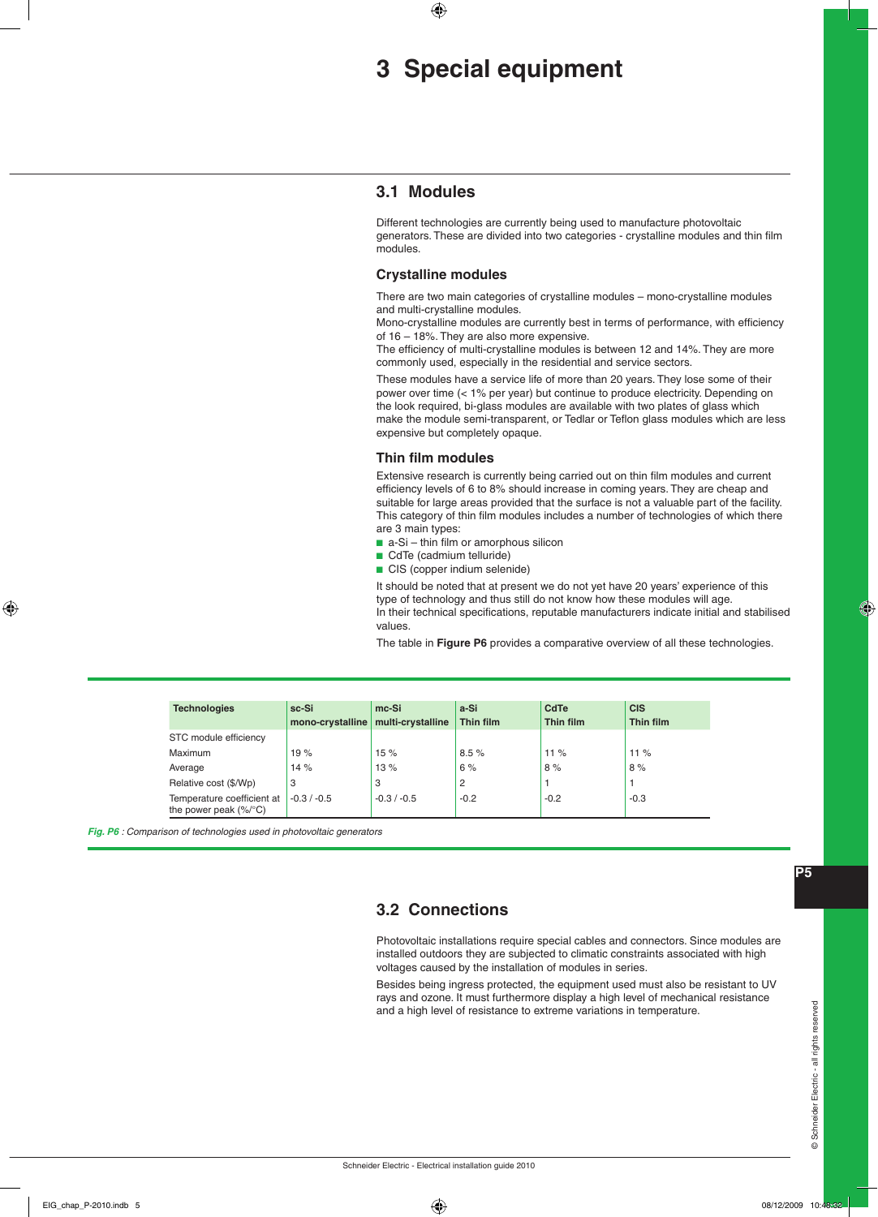# 3 Special equipment

## 3.1 Modules

Different technologies are currently being used to manufacture photovoltaic generators. These are divided into two categories - crystalline modules and thin film modules.

### Crystalline modules

There are two main categories of crystalline modules – mono-crystalline modules and multi-crystalline modules.
Mono-crystalline modules are currently best in terms of performance, with efficiency of 16 – 18%. They are also more expensive.
The efficiency of multi-crystalline modules is between 12 and 14%. They are more commonly used, especially in the residential and service sectors.

These modules have a service life of more than 20 years. They lose some of their power over time (< 1% per year) but continue to produce electricity. Depending on the look required, bi-glass modules are available with two plates of glass which make the module semi-transparent, or Tedlar or Teflon glass modules which are less expensive but completely opaque.

### Thin film modules

Extensive research is currently being carried out on thin film modules and current efficiency levels of 6 to 8% should increase in coming years. They are cheap and suitable for large areas provided that the surface is not a valuable part of the facility.
This category of thin film modules includes a number of technologies of which there are 3 main types:

- a-Si – thin film or amorphous silicon
- CdTe (cadmium telluride)
- CIS (copper indium selenide)

It should be noted that at present we do not yet have 20 years' experience of this type of technology and thus still do not know how these modules will age.
In their technical specifications, reputable manufacturers indicate initial and stabilised values.

The table in **Figure P6** provides a comparative overview of all these technologies.

| Technologies | sc-Si mono-crystalline | mc-Si multi-crystalline | a-Si Thin film | CdTe Thin film | CIS Thin film |
|---|---|---|---|---|---|
| STC module efficiency | | | | | |
| Maximum | 19 % | 15 % | 8.5 % | 11 % | 11 % |
| Average | 14 % | 13 % | 6 % | 8 % | 8 % |
| Relative cost ($/Wp) | 3 | 3 | 2 | 1 | 1 |
| Temperature coefficient at the power peak (%/°C) | -0.3 / -0.5 | -0.3 / -0.5 | -0.2 | -0.2 | -0.3 |

*Fig. P6 : Comparison of technologies used in photovoltaic generators*

## 3.2 Connections

Photovoltaic installations require special cables and connectors. Since modules are installed outdoors they are subjected to climatic constraints associated with high voltages caused by the installation of modules in series.

Besides being ingress protected, the equipment used must also be resistant to UV rays and ozone. It must furthermore display a high level of mechanical resistance and a high level of resistance to extreme variations in temperature.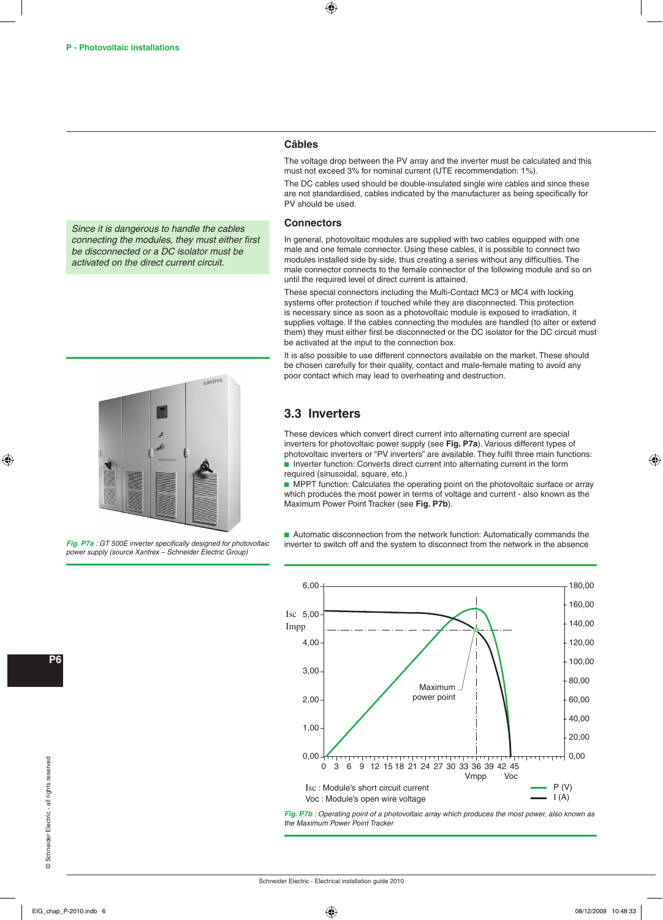### Câbles

The voltage drop between the PV array and the inverter must be calculated and this must not exceed 3% for nominal current (UTE recommendation: 1%).

The DC cables used should be double-insulated single wire cables and since these are not standardised, cables indicated by the manufacturer as being specifically for PV should be used.

### Connectors

*Since it is dangerous to handle the cables connecting the modules, they must either first be disconnected or a DC isolator must be activated on the direct current circuit.*

In general, photovoltaic modules are supplied with two cables equipped with one male and one female connector. Using these cables, it is possible to connect two modules installed side by side, thus creating a series without any difficulties. The male connector connects to the female connector of the following module and so on until the required level of direct current is attained.

These special connectors including the Multi-Contact MC3 or MC4 with locking systems offer protection if touched while they are disconnected. This protection is necessary since as soon as a photovoltaic module is exposed to irradiation, it supplies voltage. If the cables connecting the modules are handled (to alter or extend them) they must either first be disconnected or the DC isolator for the DC circuit must be activated at the input to the connection box.

It is also possible to use different connectors available on the market. These should be chosen carefully for their quality, contact and male-female mating to avoid any poor contact which may lead to overheating and destruction.

*Fig. P7a : GT 500E inverter specifically designed for photovoltaic power supply (source Xantrex – Schneider Electric Group)*

## 3.3 Inverters

These devices which convert direct current into alternating current are special inverters for photovoltaic power supply (see **Fig. P7a**). Various different types of photovoltaic inverters or "PV inverters" are available. They fulfil three main functions:

- Inverter function: Converts direct current into alternating current in the form required (sinusoidal, square, etc.)
- MPPT function: Calculates the operating point on the photovoltaic surface or array which produces the most power in terms of voltage and current - also known as the Maximum Power Point Tracker (see **Fig. P7b**).
- Automatic disconnection from the network function: Automatically commands the inverter to switch off and the system to disconnect from the network in the absence

Isc : Module's short circuit current

Voc : Module's open wire voltage

*Fig. P7b : Operating point of a photovoltaic array which produces the most power, also known as the Maximum Power Point Tracker*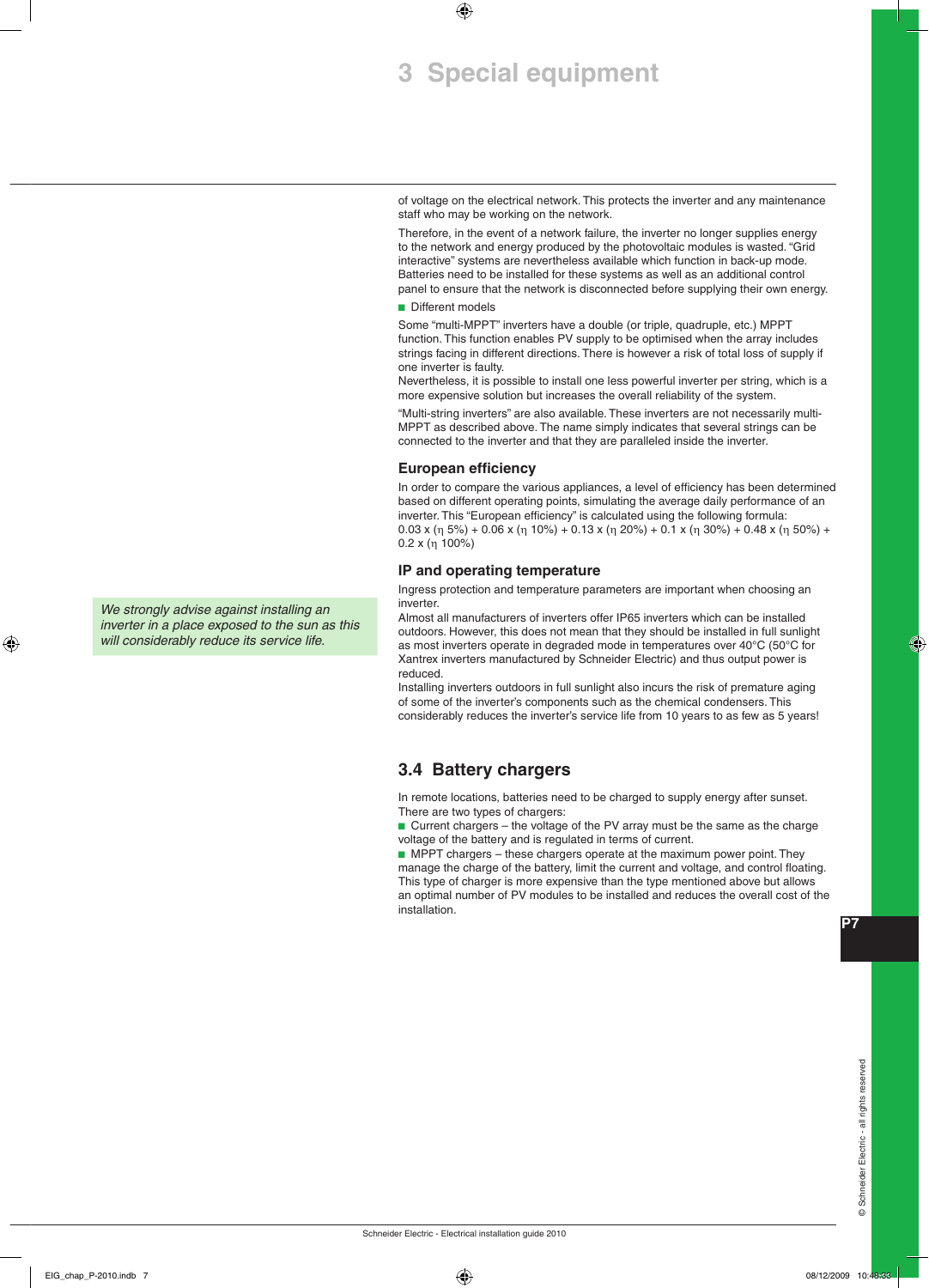of voltage on the electrical network. This protects the inverter and any maintenance staff who may be working on the network.

Therefore, in the event of a network failure, the inverter no longer supplies energy to the network and energy produced by the photovoltaic modules is wasted. “Grid interactive” systems are nevertheless available which function in back-up mode. Batteries need to be installed for these systems as well as an additional control panel to ensure that the network is disconnected before supplying their own energy.

- Different models

Some “multi-MPPT” inverters have a double (or triple, quadruple, etc.) MPPT function. This function enables PV supply to be optimised when the array includes strings facing in different directions. There is however a risk of total loss of supply if one inverter is faulty.
Nevertheless, it is possible to install one less powerful inverter per string, which is a more expensive solution but increases the overall reliability of the system.

“Multi-string inverters” are also available. These inverters are not necessarily multi-MPPT as described above. The name simply indicates that several strings can be connected to the inverter and that they are paralleled inside the inverter.

### European efficiency

In order to compare the various appliances, a level of efficiency has been determined based on different operating points, simulating the average daily performance of an inverter. This “European efficiency” is calculated using the following formula:
$0.03 \times (\eta\ 5\%) + 0.06 \times (\eta\ 10\%) + 0.13 \times (\eta\ 20\%) + 0.1 \times (\eta\ 30\%) + 0.48 \times (\eta\ 50\%) + 0.2 \times (\eta\ 100\%)$

### IP and operating temperature

*We strongly advise against installing an inverter in a place exposed to the sun as this will considerably reduce its service life.*

Ingress protection and temperature parameters are important when choosing an inverter.
Almost all manufacturers of inverters offer IP65 inverters which can be installed outdoors. However, this does not mean that they should be installed in full sunlight as most inverters operate in degraded mode in temperatures over 40°C (50°C for Xantrex inverters manufactured by Schneider Electric) and thus output power is reduced.
Installing inverters outdoors in full sunlight also incurs the risk of premature aging of some of the inverter’s components such as the chemical condensers. This considerably reduces the inverter’s service life from 10 years to as few as 5 years!

## 3.4 Battery chargers

In remote locations, batteries need to be charged to supply energy after sunset.
There are two types of chargers:

- Current chargers – the voltage of the PV array must be the same as the charge voltage of the battery and is regulated in terms of current.
- MPPT chargers – these chargers operate at the maximum power point. They manage the charge of the battery, limit the current and voltage, and control floating. This type of charger is more expensive than the type mentioned above but allows an optimal number of PV modules to be installed and reduces the overall cost of the installation.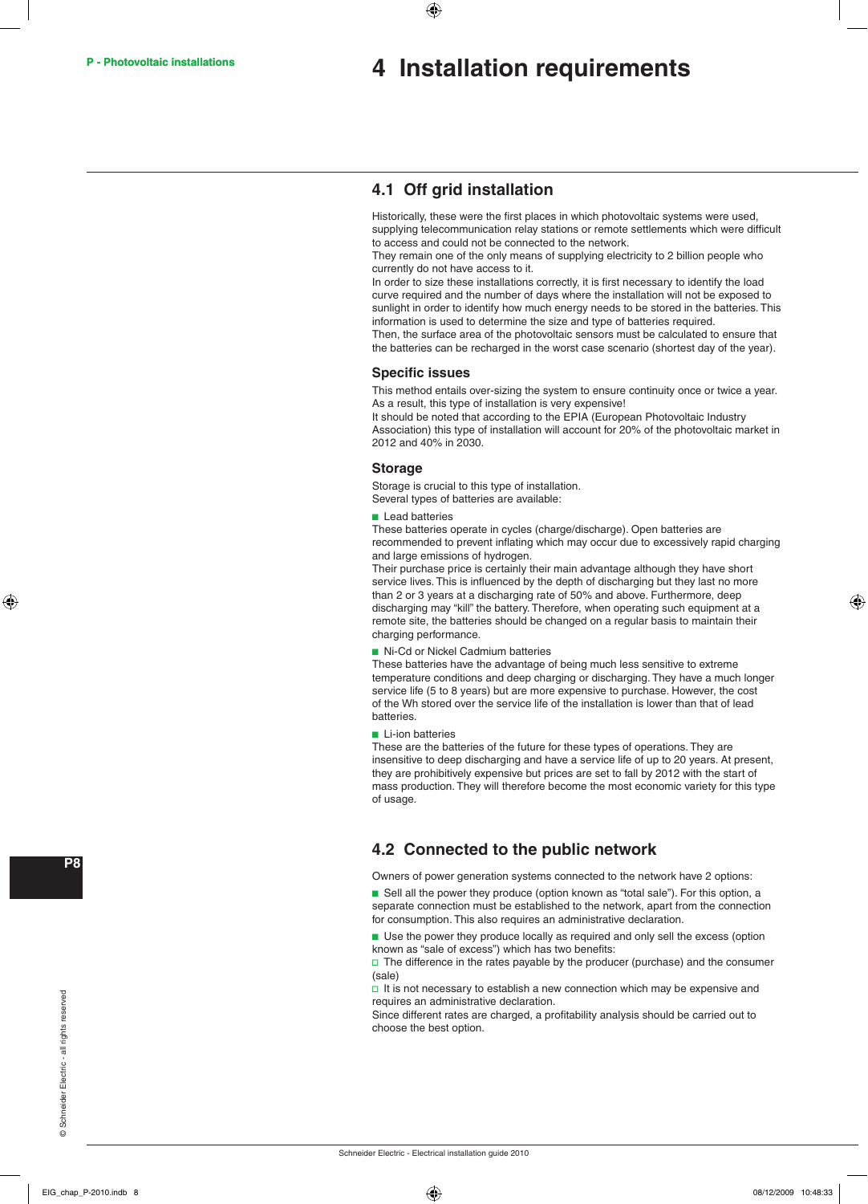# 4 Installation requirements

## 4.1 Off grid installation

Historically, these were the first places in which photovoltaic systems were used, supplying telecommunication relay stations or remote settlements which were difficult to access and could not be connected to the network.
They remain one of the only means of supplying electricity to 2 billion people who currently do not have access to it.
In order to size these installations correctly, it is first necessary to identify the load curve required and the number of days where the installation will not be exposed to sunlight in order to identify how much energy needs to be stored in the batteries. This information is used to determine the size and type of batteries required.
Then, the surface area of the photovoltaic sensors must be calculated to ensure that the batteries can be recharged in the worst case scenario (shortest day of the year).

### Specific issues

This method entails over-sizing the system to ensure continuity once or twice a year. As a result, this type of installation is very expensive!
It should be noted that according to the EPIA (European Photovoltaic Industry Association) this type of installation will account for 20% of the photovoltaic market in 2012 and 40% in 2030.

### Storage

Storage is crucial to this type of installation.
Several types of batteries are available:

- Lead batteries

These batteries operate in cycles (charge/discharge). Open batteries are recommended to prevent inflating which may occur due to excessively rapid charging and large emissions of hydrogen.
Their purchase price is certainly their main advantage although they have short service lives. This is influenced by the depth of discharging but they last no more than 2 or 3 years at a discharging rate of 50% and above. Furthermore, deep discharging may "kill" the battery. Therefore, when operating such equipment at a remote site, the batteries should be changed on a regular basis to maintain their charging performance.

- Ni-Cd or Nickel Cadmium batteries

These batteries have the advantage of being much less sensitive to extreme temperature conditions and deep charging or discharging. They have a much longer service life (5 to 8 years) but are more expensive to purchase. However, the cost of the Wh stored over the service life of the installation is lower than that of lead batteries.

- Li-ion batteries

These are the batteries of the future for these types of operations. They are insensitive to deep discharging and have a service life of up to 20 years. At present, they are prohibitively expensive but prices are set to fall by 2012 with the start of mass production. They will therefore become the most economic variety for this type of usage.

## 4.2 Connected to the public network

Owners of power generation systems connected to the network have 2 options:

- Sell all the power they produce (option known as "total sale"). For this option, a separate connection must be established to the network, apart from the connection for consumption. This also requires an administrative declaration.
- Use the power they produce locally as required and only sell the excess (option known as "sale of excess") which has two benefits:
  - The difference in the rates payable by the producer (purchase) and the consumer (sale)
  - It is not necessary to establish a new connection which may be expensive and requires an administrative declaration.

Since different rates are charged, a profitability analysis should be carried out to choose the best option.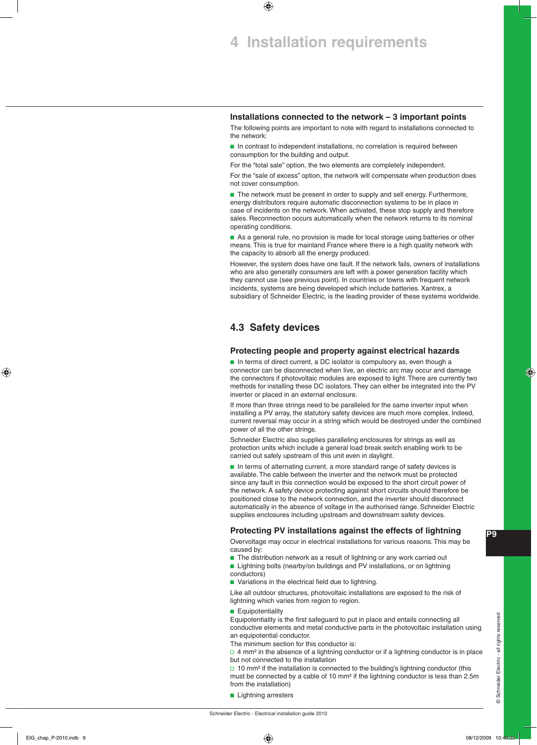# 4 Installation requirements

### Installations connected to the network – 3 important points

The following points are important to note with regard to installations connected to the network:

- In contrast to independent installations, no correlation is required between consumption for the building and output.

For the "total sale" option, the two elements are completely independent.

For the "sale of excess" option, the network will compensate when production does not cover consumption.

- The network must be present in order to supply and sell energy. Furthermore, energy distributors require automatic disconnection systems to be in place in case of incidents on the network. When activated, these stop supply and therefore sales. Reconnection occurs automatically when the network returns to its nominal operating conditions.

- As a general rule, no provision is made for local storage using batteries or other means. This is true for mainland France where there is a high quality network with the capacity to absorb all the energy produced.

However, the system does have one fault. If the network fails, owners of installations who are also generally consumers are left with a power generation facility which they cannot use (see previous point). In countries or towns with frequent network incidents, systems are being developed which include batteries. Xantrex, a subsidiary of Schneider Electric, is the leading provider of these systems worldwide.

## 4.3 Safety devices

### Protecting people and property against electrical hazards

- In terms of direct current, a DC isolator is compulsory as, even though a connector can be disconnected when live, an electric arc may occur and damage the connectors if photovoltaic modules are exposed to light. There are currently two methods for installing these DC isolators. They can either be integrated into the PV inverter or placed in an external enclosure.

If more than three strings need to be paralleled for the same inverter input when installing a PV array, the statutory safety devices are much more complex. Indeed, current reversal may occur in a string which would be destroyed under the combined power of all the other strings.

Schneider Electric also supplies paralleling enclosures for strings as well as protection units which include a general load break switch enabling work to be carried out safely upstream of this unit even in daylight.

- In terms of alternating current, a more standard range of safety devices is available. The cable between the inverter and the network must be protected since any fault in this connection would be exposed to the short circuit power of the network. A safety device protecting against short circuits should therefore be positioned close to the network connection, and the inverter should disconnect automatically in the absence of voltage in the authorised range. Schneider Electric supplies enclosures including upstream and downstream safety devices.

### Protecting PV installations against the effects of lightning

Overvoltage may occur in electrical installations for various reasons. This may be caused by:

- The distribution network as a result of lightning or any work carried out
- Lightning bolts (nearby/on buildings and PV installations, or on lightning conductors)
- Variations in the electrical field due to lightning.

Like all outdoor structures, photovoltaic installations are exposed to the risk of lightning which varies from region to region.

- Equipotentiality

Equipotentiality is the first safeguard to put in place and entails connecting all conductive elements and metal conductive parts in the photovoltaic installation using an equipotential conductor.

The minimum section for this conductor is:

- 4 mm² in the absence of a lightning conductor or if a lightning conductor is in place but not connected to the installation
- 10 mm² if the installation is connected to the building's lightning conductor (this must be connected by a cable of 10 mm² if the lightning conductor is less than 2.5m from the installation)

- Lightning arresters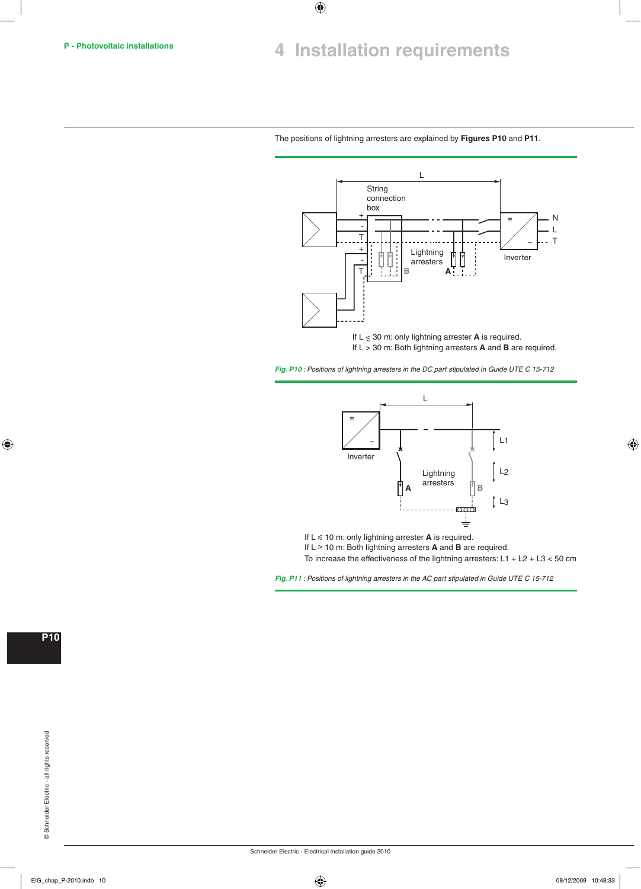# 4 Installation requirements

The positions of lightning arresters are explained by **Figures P10** and **P11**.

If L $\leq$ 30 m: only lightning arrester **A** is required.
If L > 30 m: Both lightning arresters **A** and **B** are required.

*Fig. P10 : Positions of lightning arresters in the DC part stipulated in Guide UTE C 15-712*

If L $\leq$ 10 m: only lightning arrester **A** is required.
If L > 10 m: Both lightning arresters **A** and **B** are required.
To increase the effectiveness of the lightning arresters: $L_1 + L_2 + L_3 < 50$ cm

*Fig. P11 : Positions of lightning arresters in the AC part stipulated in Guide UTE C 15-712*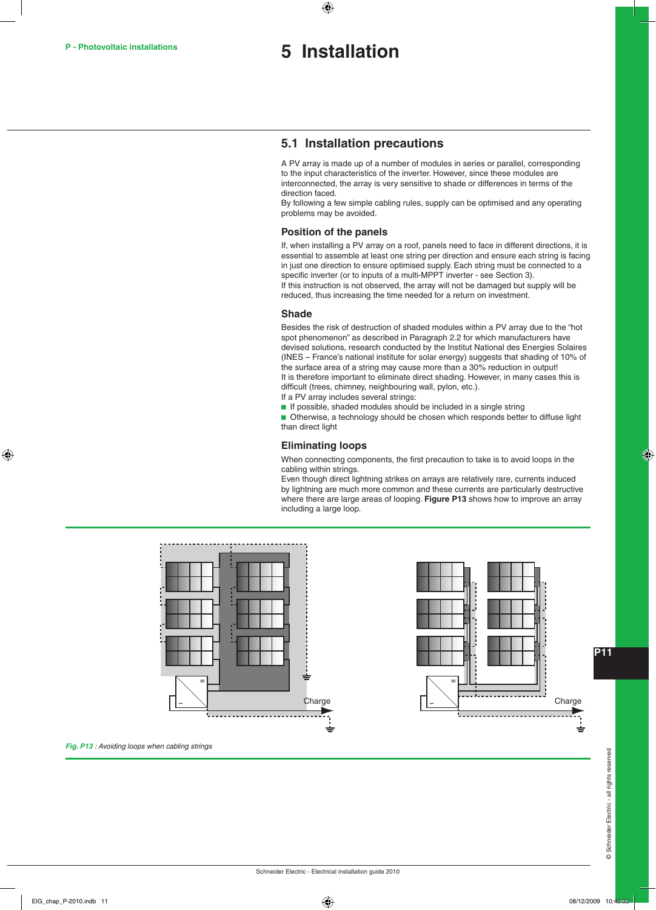# 5 Installation

## 5.1 Installation precautions

A PV array is made up of a number of modules in series or parallel, corresponding to the input characteristics of the inverter. However, since these modules are interconnected, the array is very sensitive to shade or differences in terms of the direction faced.
By following a few simple cabling rules, supply can be optimised and any operating problems may be avoided.

### Position of the panels

If, when installing a PV array on a roof, panels need to face in different directions, it is essential to assemble at least one string per direction and ensure each string is facing in just one direction to ensure optimised supply. Each string must be connected to a specific inverter (or to inputs of a multi-MPPT inverter - see Section 3).
If this instruction is not observed, the array will not be damaged but supply will be reduced, thus increasing the time needed for a return on investment.

### Shade

Besides the risk of destruction of shaded modules within a PV array due to the "hot spot phenomenon" as described in Paragraph 2.2 for which manufacturers have devised solutions, research conducted by the Institut National des Energies Solaires (INES – France's national institute for solar energy) suggests that shading of 10% of the surface area of a string may cause more than a 30% reduction in output!
It is therefore important to eliminate direct shading. However, in many cases this is difficult (trees, chimney, neighbouring wall, pylon, etc.).
If a PV array includes several strings:

- If possible, shaded modules should be included in a single string
- Otherwise, a technology should be chosen which responds better to diffuse light than direct light

### Eliminating loops

When connecting components, the first precaution to take is to avoid loops in the cabling within strings.
Even though direct lightning strikes on arrays are relatively rare, currents induced by lightning are much more common and these currents are particularly destructive where there are large areas of looping. **Figure P13** shows how to improve an array including a large loop.

*Fig. P13 : Avoiding loops when cabling strings*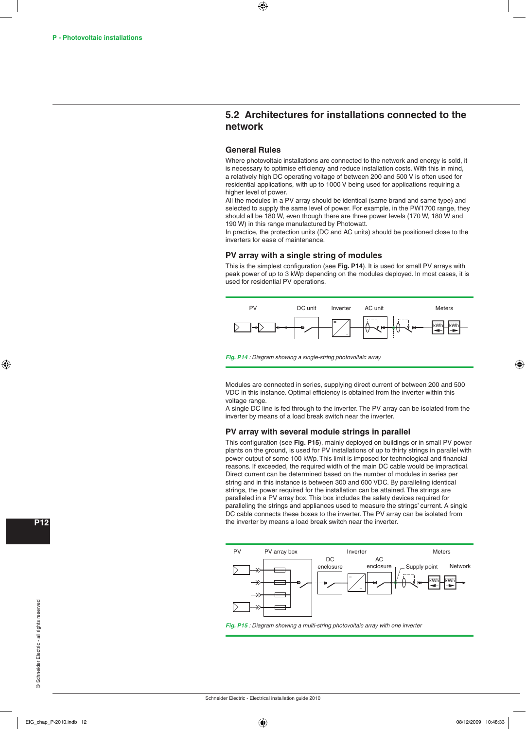## 5.2 Architectures for installations connected to the network

### General Rules

Where photovoltaic installations are connected to the network and energy is sold, it is necessary to optimise efficiency and reduce installation costs. With this in mind, a relatively high DC operating voltage of between 200 and 500 V is often used for residential applications, with up to 1000 V being used for applications requiring a higher level of power.

All the modules in a PV array should be identical (same brand and same type) and selected to supply the same level of power. For example, in the PW1700 range, they should all be 180 W, even though there are three power levels (170 W, 180 W and 190 W) in this range manufactured by Photowatt.

In practice, the protection units (DC and AC units) should be positioned close to the inverters for ease of maintenance.

### PV array with a single string of modules

This is the simplest configuration (see **Fig. P14**). It is used for small PV arrays with peak power of up to 3 kWp depending on the modules deployed. In most cases, it is used for residential PV operations.

PV — DC unit — Inverter — AC unit — Meters (kWh, kWh)

*Fig. P14 : Diagram showing a single-string photovoltaic array*

Modules are connected in series, supplying direct current of between 200 and 500 VDC in this instance. Optimal efficiency is obtained from the inverter within this voltage range.

A single DC line is fed through to the inverter. The PV array can be isolated from the inverter by means of a load break switch near the inverter.

### PV array with several module strings in parallel

This configuration (see **Fig. P15**), mainly deployed on buildings or in small PV power plants on the ground, is used for PV installations of up to thirty strings in parallel with power output of some 100 kWp. This limit is imposed for technological and financial reasons. If exceeded, the required width of the main DC cable would be impractical.

Direct current can be determined based on the number of modules in series per string and in this instance is between 300 and 600 VDC. By paralleling identical strings, the power required for the installation can be attained. The strings are paralleled in a PV array box. This box includes the safety devices required for paralleling the strings and appliances used to measure the strings' current. A single DC cable connects these boxes to the inverter. The PV array can be isolated from the inverter by means a load break switch near the inverter.

PV — PV array box — DC enclosure — Inverter — AC enclosure — Supply point — Meters (kWh, kWh) — Network

*Fig. P15 : Diagram showing a multi-string photovoltaic array with one inverter*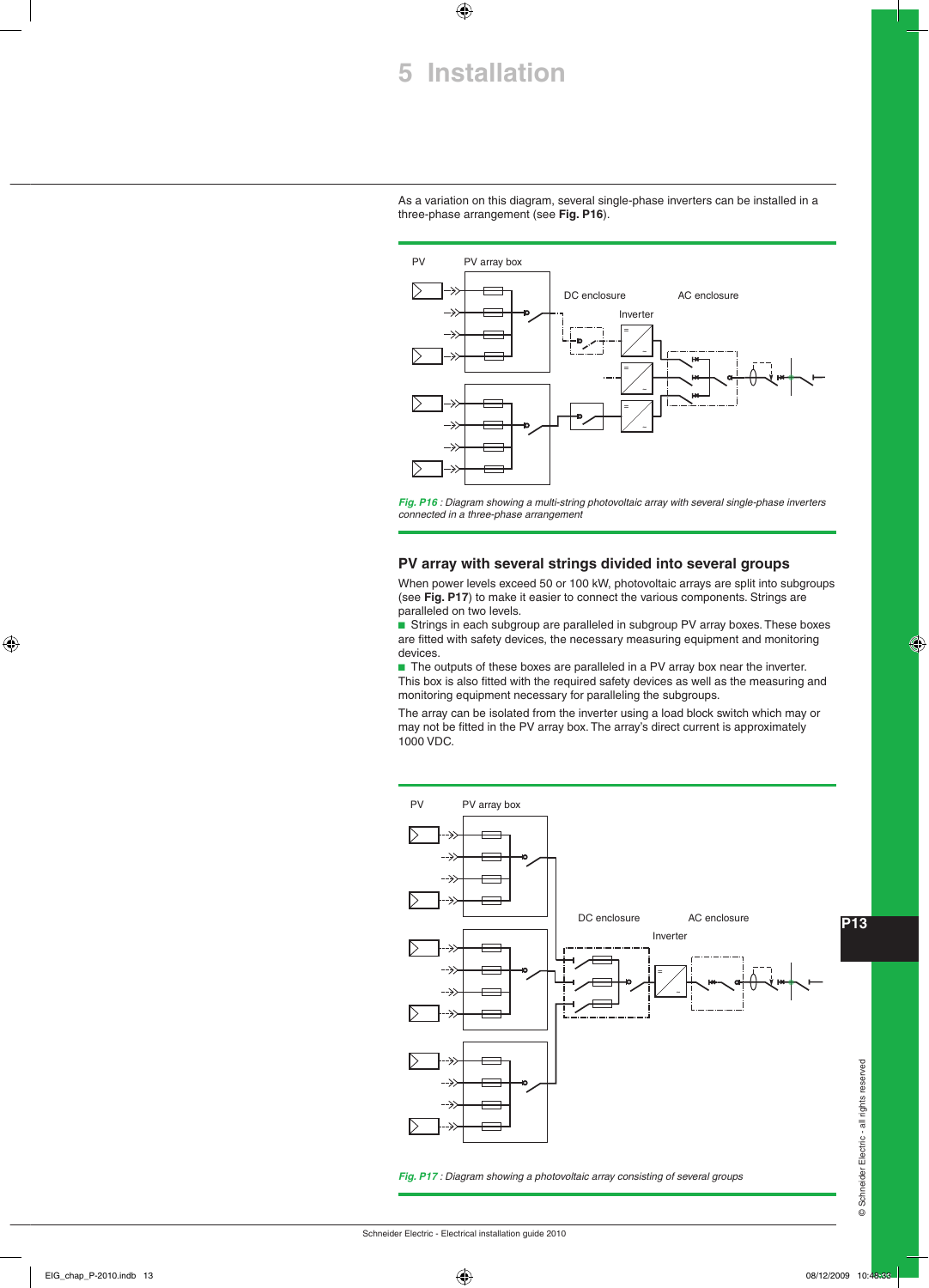# 5 Installation

As a variation on this diagram, several single-phase inverters can be installed in a three-phase arrangement (see **Fig. P16**).

*Fig. P16 : Diagram showing a multi-string photovoltaic array with several single-phase inverters connected in a three-phase arrangement*

## PV array with several strings divided into several groups

When power levels exceed 50 or 100 kW, photovoltaic arrays are split into subgroups (see **Fig. P17**) to make it easier to connect the various components. Strings are paralleled on two levels.

- Strings in each subgroup are paralleled in subgroup PV array boxes. These boxes are fitted with safety devices, the necessary measuring equipment and monitoring devices.
- The outputs of these boxes are paralleled in a PV array box near the inverter. This box is also fitted with the required safety devices as well as the measuring and monitoring equipment necessary for paralleling the subgroups.

The array can be isolated from the inverter using a load block switch which may or may not be fitted in the PV array box. The array's direct current is approximately 1000 VDC.

*Fig. P17 : Diagram showing a photovoltaic array consisting of several groups*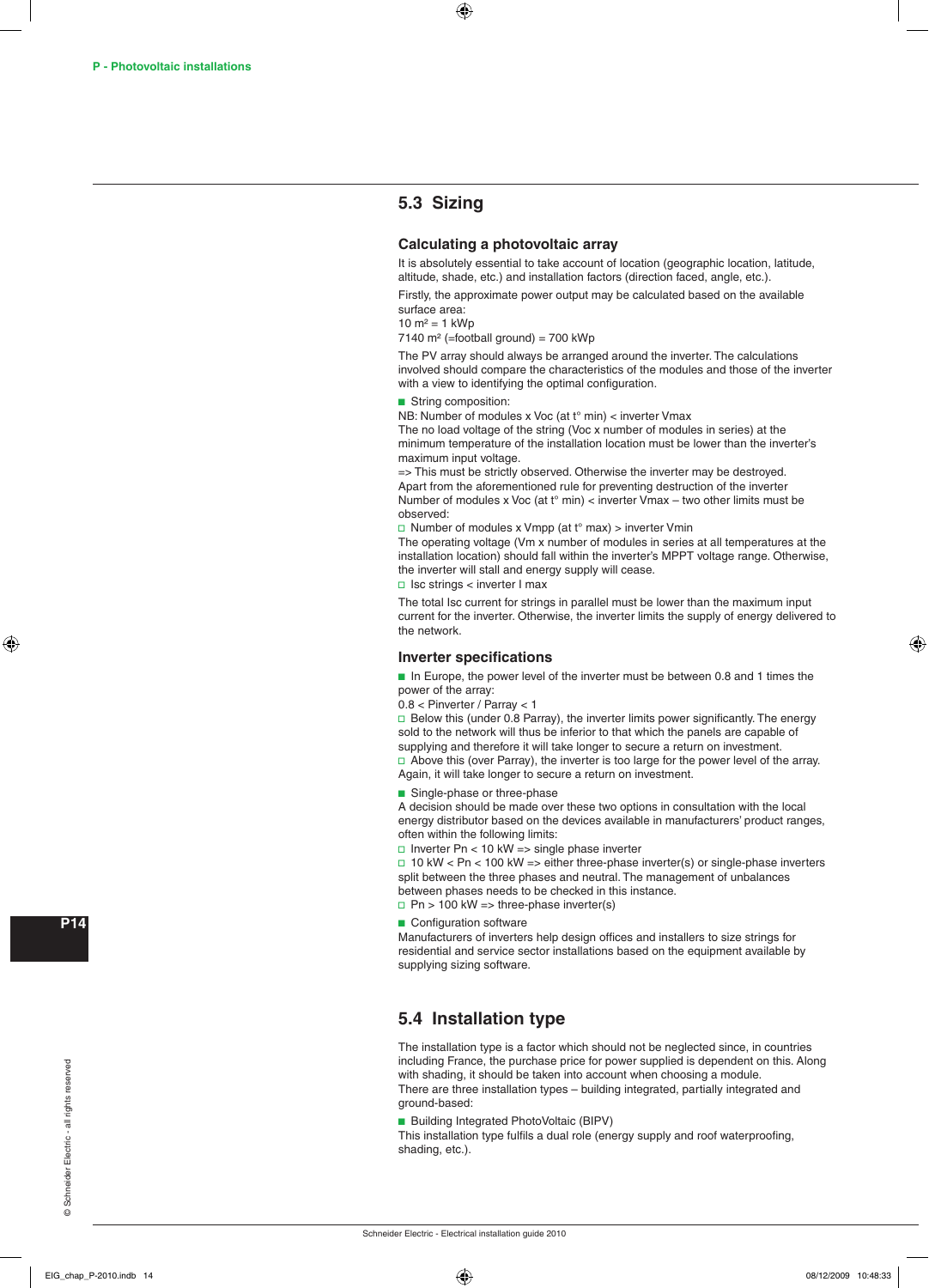## 5.3 Sizing

### Calculating a photovoltaic array

It is absolutely essential to take account of location (geographic location, latitude, altitude, shade, etc.) and installation factors (direction faced, angle, etc.).

Firstly, the approximate power output may be calculated based on the available surface area:
10 m² = 1 kWp
7140 m² (=football ground) = 700 kWp

The PV array should always be arranged around the inverter. The calculations involved should compare the characteristics of the modules and those of the inverter with a view to identifying the optimal configuration.

- String composition:

NB: Number of modules x Voc (at t° min) < inverter Vmax
The no load voltage of the string (Voc x number of modules in series) at the minimum temperature of the installation location must be lower than the inverter's maximum input voltage.
=> This must be strictly observed. Otherwise the inverter may be destroyed.
Apart from the aforementioned rule for preventing destruction of the inverter Number of modules x Voc (at t° min) < inverter Vmax – two other limits must be observed:

- Number of modules x Vmpp (at t° max) > inverter Vmin

The operating voltage (Vm x number of modules in series at all temperatures at the installation location) should fall within the inverter's MPPT voltage range. Otherwise, the inverter will stall and energy supply will cease.

- Isc strings < inverter I max

The total Isc current for strings in parallel must be lower than the maximum input current for the inverter. Otherwise, the inverter limits the supply of energy delivered to the network.

### Inverter specifications

- In Europe, the power level of the inverter must be between 0.8 and 1 times the power of the array:

0.8 < Pinverter / Parray < 1

- Below this (under 0.8 Parray), the inverter limits power significantly. The energy sold to the network will thus be inferior to that which the panels are capable of supplying and therefore it will take longer to secure a return on investment.
- Above this (over Parray), the inverter is too large for the power level of the array. Again, it will take longer to secure a return on investment.

- Single-phase or three-phase

A decision should be made over these two options in consultation with the local energy distributor based on the devices available in manufacturers' product ranges, often within the following limits:

- Inverter Pn < 10 kW => single phase inverter
- 10 kW < Pn < 100 kW => either three-phase inverter(s) or single-phase inverters split between the three phases and neutral. The management of unbalances between phases needs to be checked in this instance.
- Pn > 100 kW => three-phase inverter(s)

- Configuration software

Manufacturers of inverters help design offices and installers to size strings for residential and service sector installations based on the equipment available by supplying sizing software.

## 5.4 Installation type

The installation type is a factor which should not be neglected since, in countries including France, the purchase price for power supplied is dependent on this. Along with shading, it should be taken into account when choosing a module.
There are three installation types – building integrated, partially integrated and ground-based:

- Building Integrated PhotoVoltaic (BIPV)

This installation type fulfils a dual role (energy supply and roof waterproofing, shading, etc.).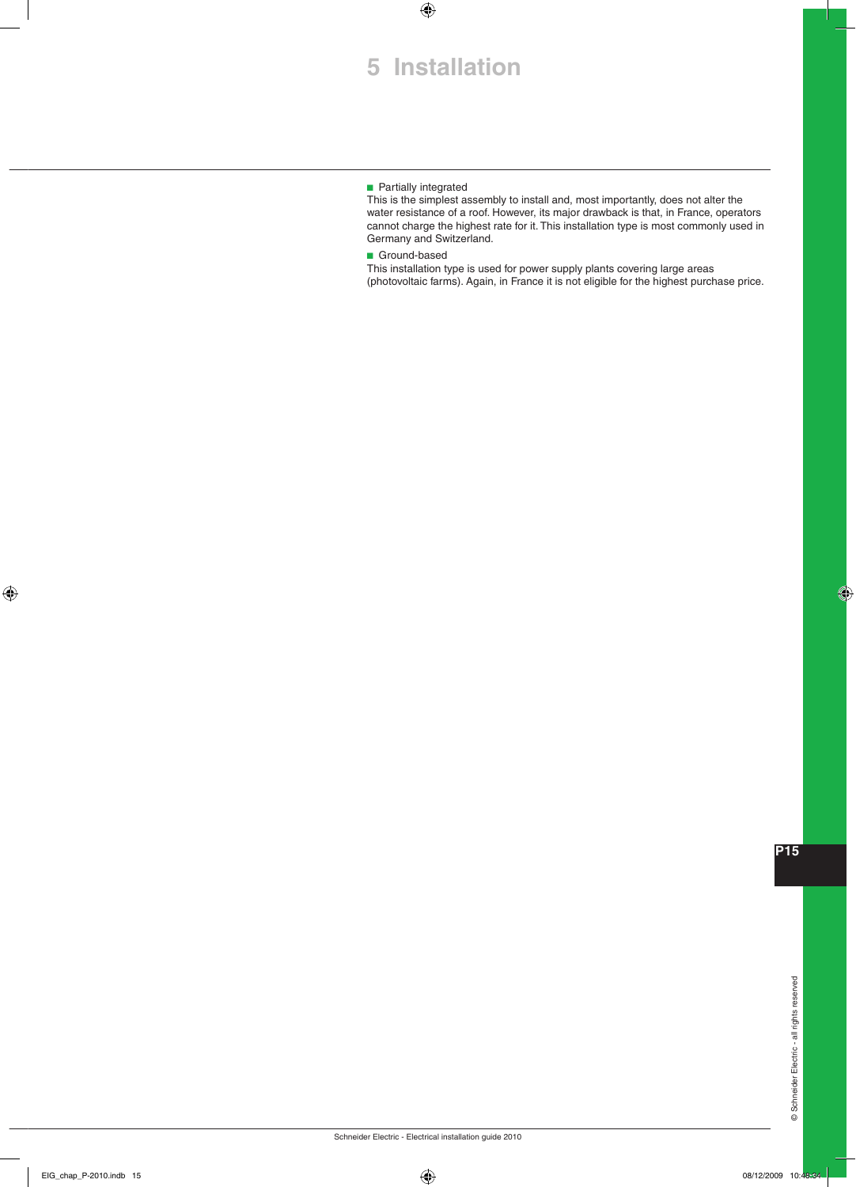# 5 Installation

- Partially integrated

This is the simplest assembly to install and, most importantly, does not alter the water resistance of a roof. However, its major drawback is that, in France, operators cannot charge the highest rate for it. This installation type is most commonly used in Germany and Switzerland.

- Ground-based

This installation type is used for power supply plants covering large areas (photovoltaic farms). Again, in France it is not eligible for the highest purchase price.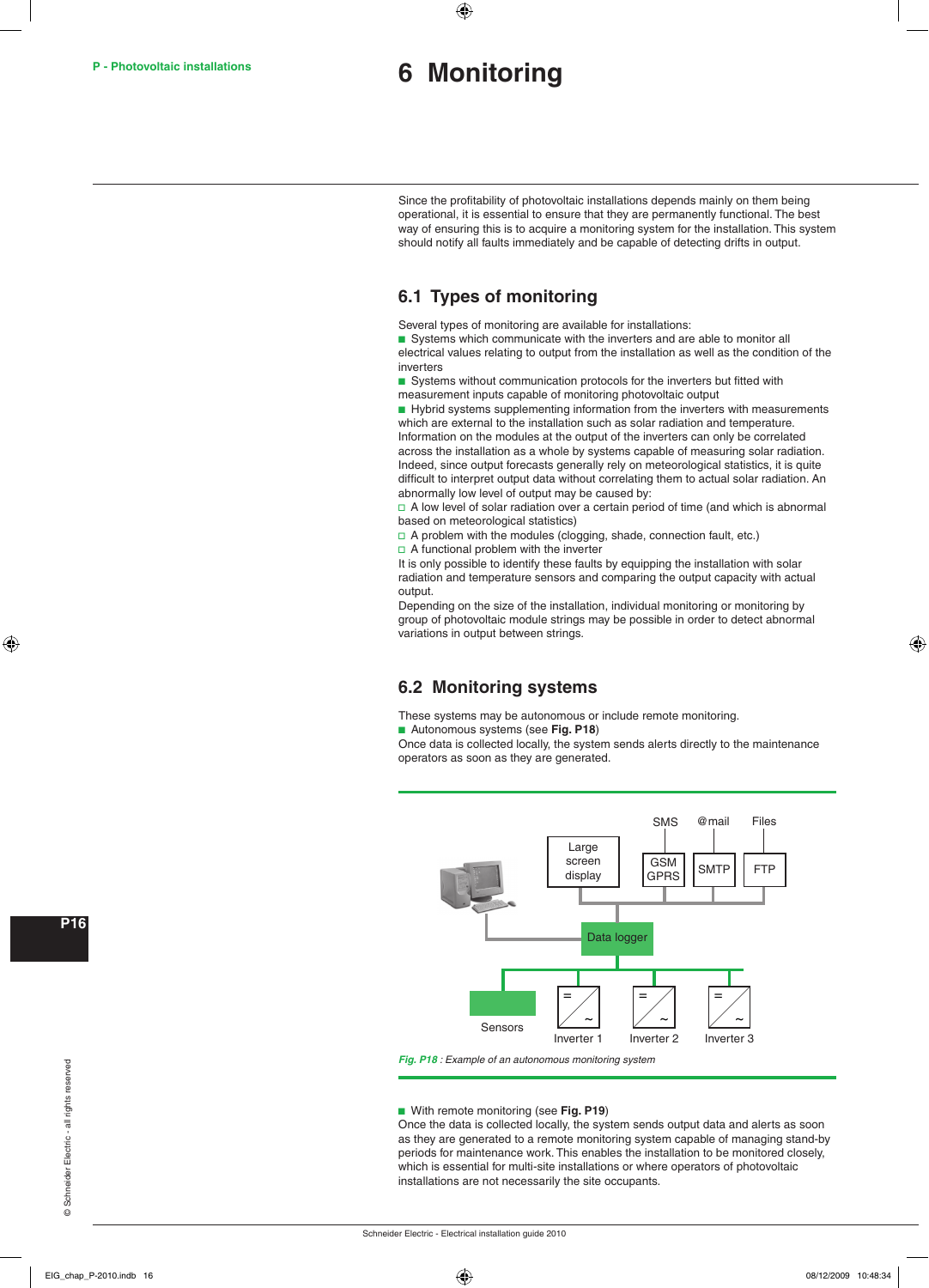# 6 Monitoring

Since the profitability of photovoltaic installations depends mainly on them being operational, it is essential to ensure that they are permanently functional. The best way of ensuring this is to acquire a monitoring system for the installation. This system should notify all faults immediately and be capable of detecting drifts in output.

## 6.1 Types of monitoring

Several types of monitoring are available for installations:

- Systems which communicate with the inverters and are able to monitor all electrical values relating to output from the installation as well as the condition of the inverters
- Systems without communication protocols for the inverters but fitted with measurement inputs capable of monitoring photovoltaic output
- Hybrid systems supplementing information from the inverters with measurements which are external to the installation such as solar radiation and temperature.

Information on the modules at the output of the inverters can only be correlated across the installation as a whole by systems capable of measuring solar radiation. Indeed, since output forecasts generally rely on meteorological statistics, it is quite difficult to interpret output data without correlating them to actual solar radiation. An abnormally low level of output may be caused by:

- A low level of solar radiation over a certain period of time (and which is abnormal based on meteorological statistics)
- A problem with the modules (clogging, shade, connection fault, etc.)
- A functional problem with the inverter

It is only possible to identify these faults by equipping the installation with solar radiation and temperature sensors and comparing the output capacity with actual output.

Depending on the size of the installation, individual monitoring or monitoring by group of photovoltaic module strings may be possible in order to detect abnormal variations in output between strings.

## 6.2 Monitoring systems

These systems may be autonomous or include remote monitoring.

- Autonomous systems (see **Fig. P18**)

Once data is collected locally, the system sends alerts directly to the maintenance operators as soon as they are generated.

SMS | @mail | Files
Large screen display | GSM GPRS | SMTP | FTP
Data logger
Sensors | Inverter 1 | Inverter 2 | Inverter 3

*Fig. P18 : Example of an autonomous monitoring system*

- With remote monitoring (see **Fig. P19**)

Once the data is collected locally, the system sends output data and alerts as soon as they are generated to a remote monitoring system capable of managing stand-by periods for maintenance work. This enables the installation to be monitored closely, which is essential for multi-site installations or where operators of photovoltaic installations are not necessarily the site occupants.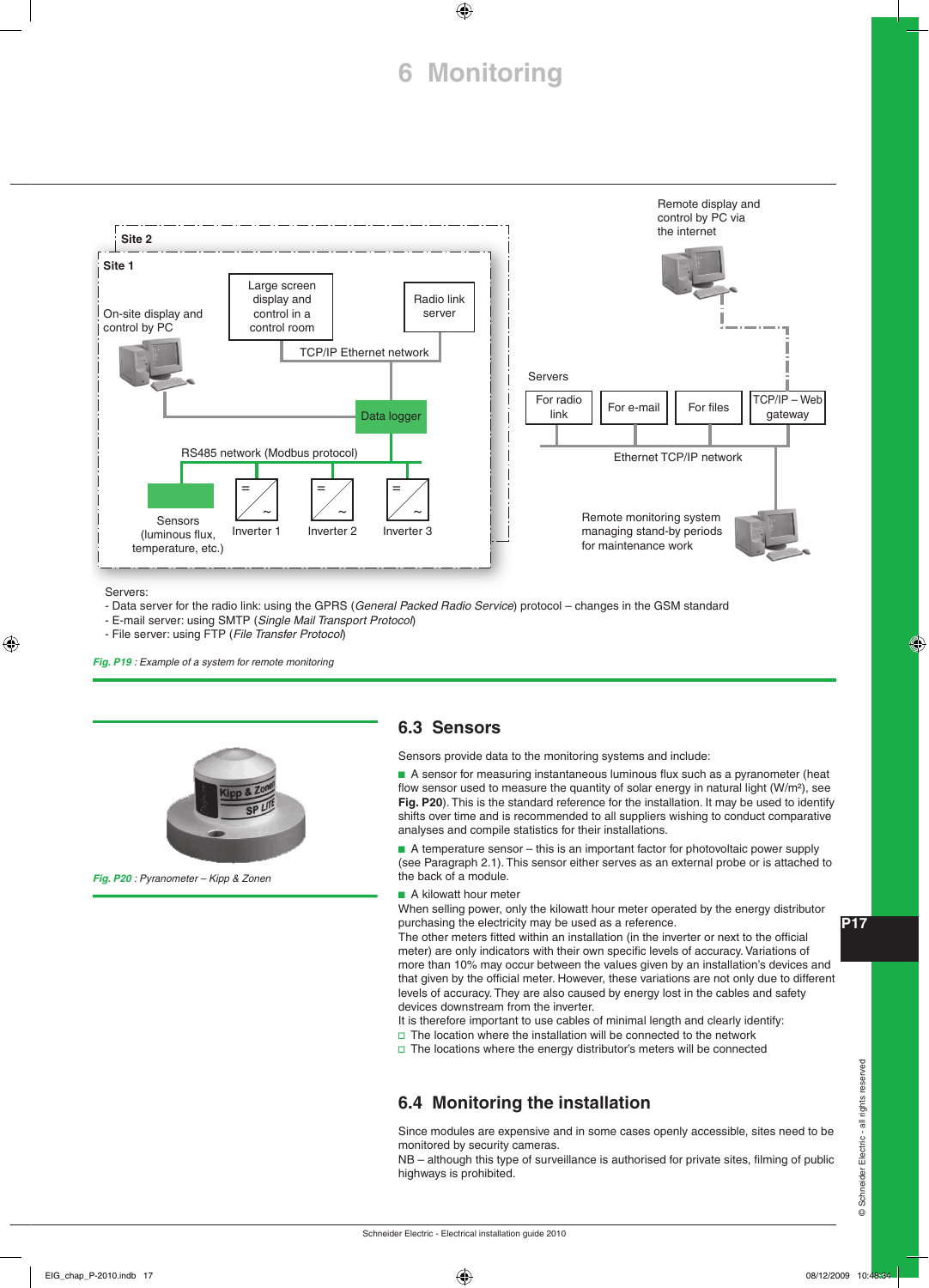Servers:

- Data server for the radio link: using the GPRS (*General Packed Radio Service*) protocol – changes in the GSM standard
- E-mail server: using SMTP (*Single Mail Transport Protocol*)
- File server: using FTP (*File Transfer Protocol*)

*Fig. P19 : Example of a system for remote monitoring*

*Fig. P20 : Pyranometer – Kipp & Zonen*

## 6.3 Sensors

Sensors provide data to the monitoring systems and include:

- A sensor for measuring instantaneous luminous flux such as a pyranometer (heat flow sensor used to measure the quantity of solar energy in natural light (W/m²), see **Fig. P20**). This is the standard reference for the installation. It may be used to identify shifts over time and is recommended to all suppliers wishing to conduct comparative analyses and compile statistics for their installations.
- A temperature sensor – this is an important factor for photovoltaic power supply (see Paragraph 2.1). This sensor either serves as an external probe or is attached to the back of a module.
- A kilowatt hour meter

When selling power, only the kilowatt hour meter operated by the energy distributor purchasing the electricity may be used as a reference.
The other meters fitted within an installation (in the inverter or next to the official meter) are only indicators with their own specific levels of accuracy. Variations of more than 10% may occur between the values given by an installation's devices and that given by the official meter. However, these variations are not only due to different levels of accuracy. They are also caused by energy lost in the cables and safety devices downstream from the inverter.
It is therefore important to use cables of minimal length and clearly identify:

- The location where the installation will be connected to the network
- The locations where the energy distributor's meters will be connected

## 6.4 Monitoring the installation

Since modules are expensive and in some cases openly accessible, sites need to be monitored by security cameras.
NB – although this type of surveillance is authorised for private sites, filming of public highways is prohibited.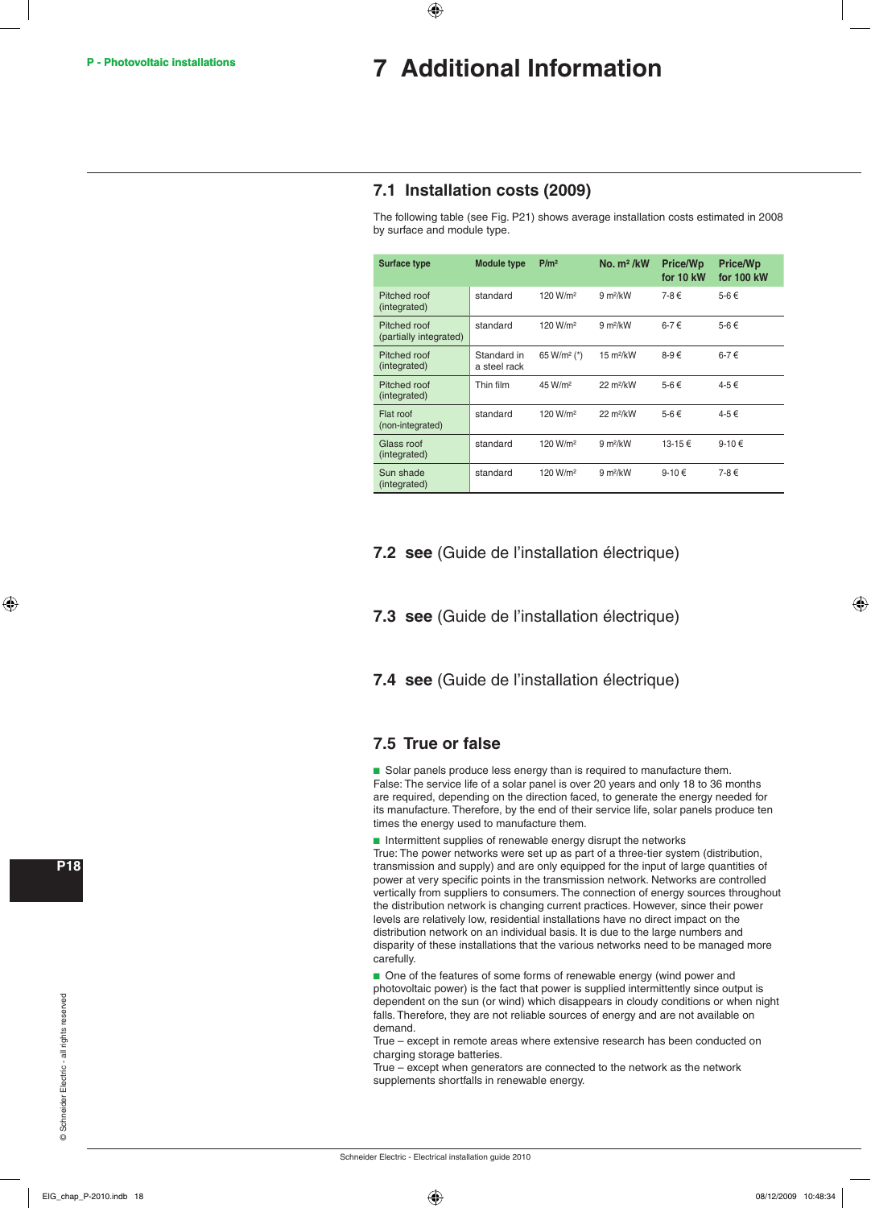# 7 Additional Information

## 7.1 Installation costs (2009)

The following table (see Fig. P21) shows average installation costs estimated in 2008 by surface and module type.

| Surface type | Module type | P/m² | No. m² /kW | Price/Wp for 10 kW | Price/Wp for 100 kW |
|---|---|---|---|---|---|
| Pitched roof (integrated) | standard | 120 W/m² | 9 m²/kW | 7-8 € | 5-6 € |
| Pitched roof (partially integrated) | standard | 120 W/m² | 9 m²/kW | 6-7 € | 5-6 € |
| Pitched roof (integrated) | Standard in a steel rack | 65 W/m² (*) | 15 m²/kW | 8-9 € | 6-7 € |
| Pitched roof (integrated) | Thin film | 45 W/m² | 22 m²/kW | 5-6 € | 4-5 € |
| Flat roof (non-integrated) | standard | 120 W/m² | 22 m²/kW | 5-6 € | 4-5 € |
| Glass roof (integrated) | standard | 120 W/m² | 9 m²/kW | 13-15 € | 9-10 € |
| Sun shade (integrated) | standard | 120 W/m² | 9 m²/kW | 9-10 € | 7-8 € |

## 7.2 **see** (Guide de l’installation électrique)

## 7.3 **see** (Guide de l’installation électrique)

## 7.4 **see** (Guide de l’installation électrique)

## 7.5 True or false

- Solar panels produce less energy than is required to manufacture them.

False: The service life of a solar panel is over 20 years and only 18 to 36 months are required, depending on the direction faced, to generate the energy needed for its manufacture. Therefore, by the end of their service life, solar panels produce ten times the energy used to manufacture them.

- Intermittent supplies of renewable energy disrupt the networks

True: The power networks were set up as part of a three-tier system (distribution, transmission and supply) and are only equipped for the input of large quantities of power at very specific points in the transmission network. Networks are controlled vertically from suppliers to consumers. The connection of energy sources throughout the distribution network is changing current practices. However, since their power levels are relatively low, residential installations have no direct impact on the distribution network on an individual basis. It is due to the large numbers and disparity of these installations that the various networks need to be managed more carefully.

- One of the features of some forms of renewable energy (wind power and photovoltaic power) is the fact that power is supplied intermittently since output is dependent on the sun (or wind) which disappears in cloudy conditions or when night falls. Therefore, they are not reliable sources of energy and are not available on demand.

True – except in remote areas where extensive research has been conducted on charging storage batteries.

True – except when generators are connected to the network as the network supplements shortfalls in renewable energy.